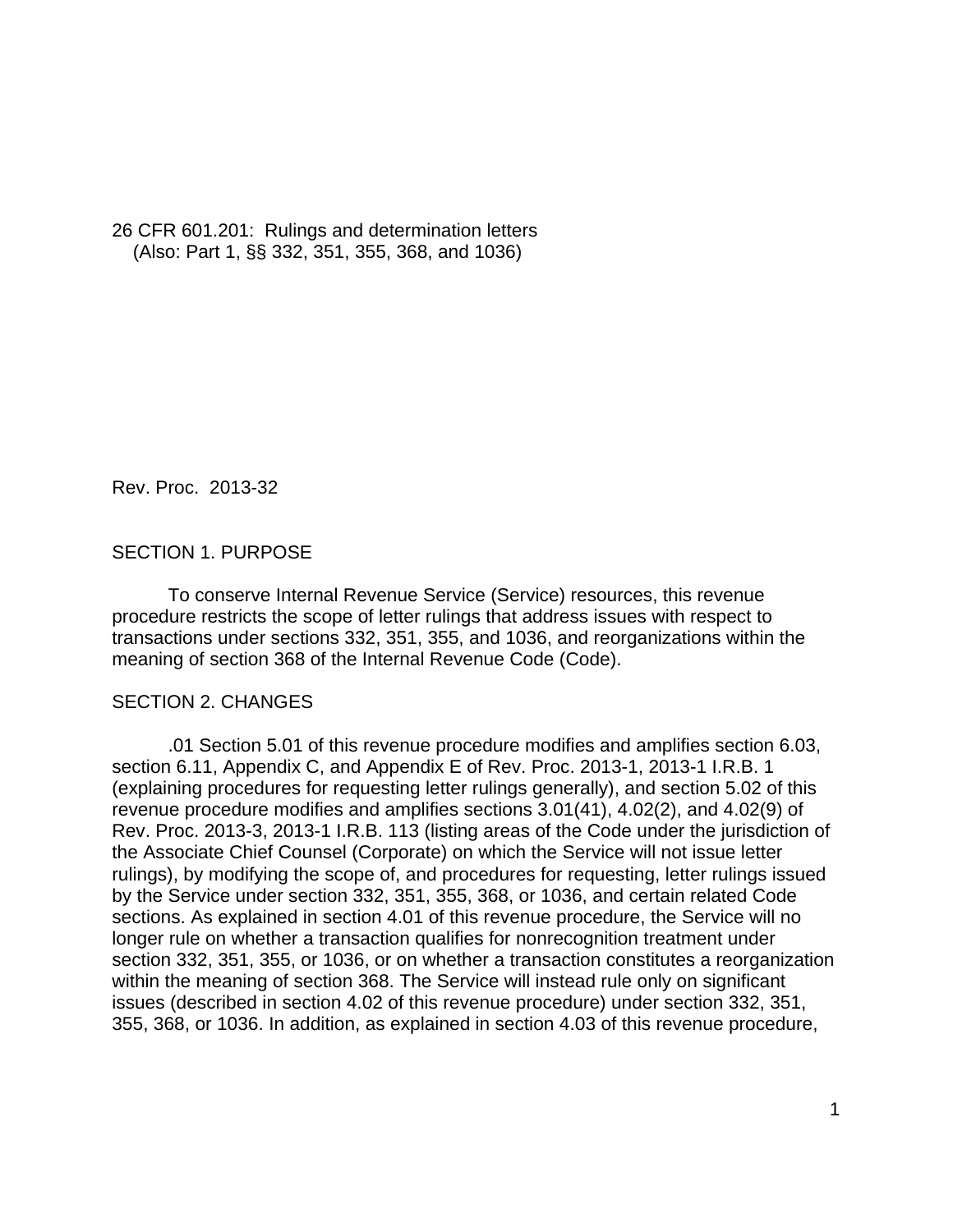26 CFR 601.201: Rulings and determination letters
(Also: Part 1, §§ 332, 351, 355, 368, and 1036)

Rev. Proc. 2013-32

## SECTION 1. PURPOSE

To conserve Internal Revenue Service (Service) resources, this revenue procedure restricts the scope of letter rulings that address issues with respect to transactions under sections 332, 351, 355, and 1036, and reorganizations within the meaning of section 368 of the Internal Revenue Code (Code).

## SECTION 2. CHANGES

.01 Section 5.01 of this revenue procedure modifies and amplifies section 6.03, section 6.11, Appendix C, and Appendix E of Rev. Proc. 2013-1, 2013-1 I.R.B. 1 (explaining procedures for requesting letter rulings generally), and section 5.02 of this revenue procedure modifies and amplifies sections 3.01(41), 4.02(2), and 4.02(9) of Rev. Proc. 2013-3, 2013-1 I.R.B. 113 (listing areas of the Code under the jurisdiction of the Associate Chief Counsel (Corporate) on which the Service will not issue letter rulings), by modifying the scope of, and procedures for requesting, letter rulings issued by the Service under section 332, 351, 355, 368, or 1036, and certain related Code sections. As explained in section 4.01 of this revenue procedure, the Service will no longer rule on whether a transaction qualifies for nonrecognition treatment under section 332, 351, 355, or 1036, or on whether a transaction constitutes a reorganization within the meaning of section 368. The Service will instead rule only on significant issues (described in section 4.02 of this revenue procedure) under section 332, 351, 355, 368, or 1036. In addition, as explained in section 4.03 of this revenue procedure,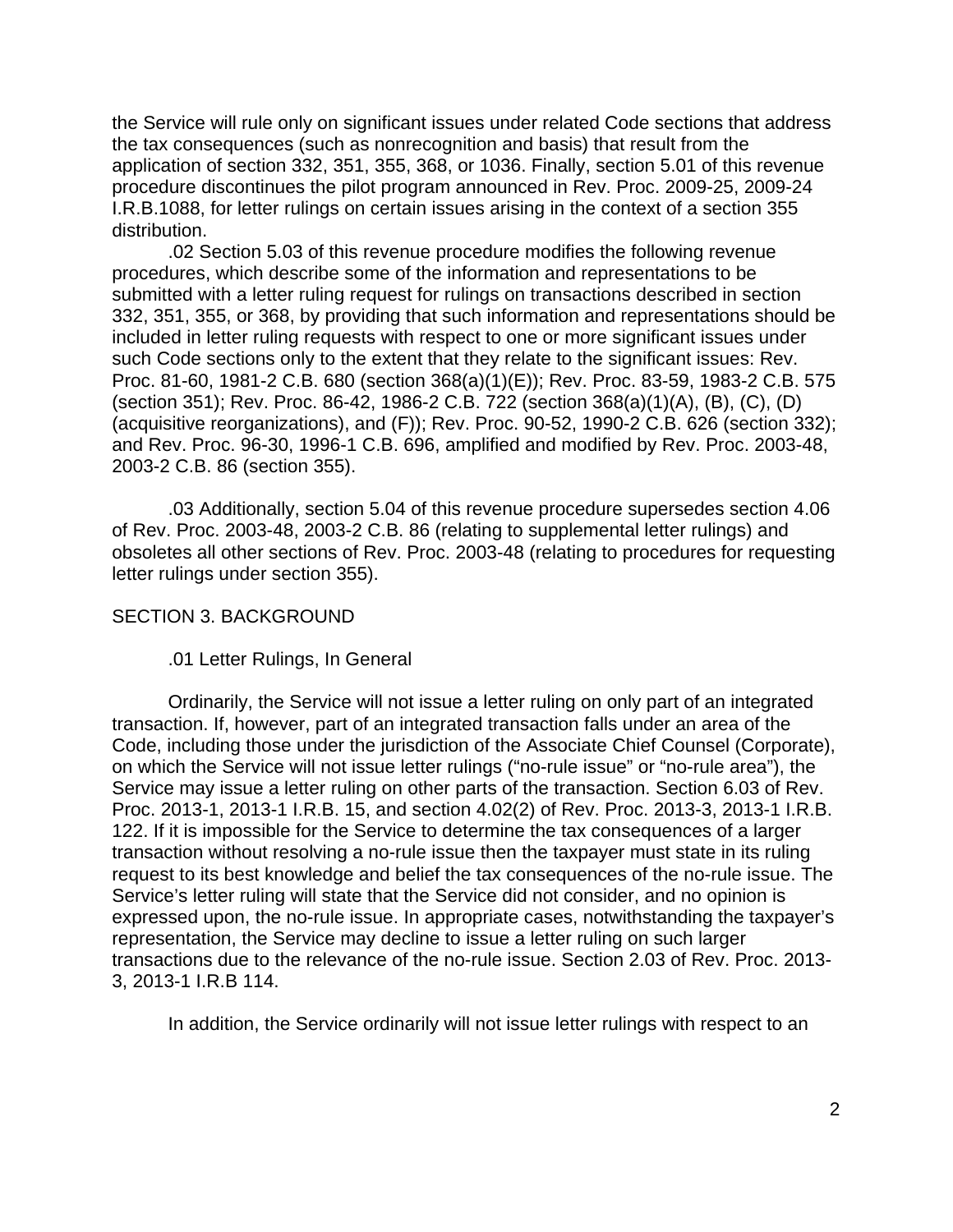the Service will rule only on significant issues under related Code sections that address the tax consequences (such as nonrecognition and basis) that result from the application of section 332, 351, 355, 368, or 1036. Finally, section 5.01 of this revenue procedure discontinues the pilot program announced in Rev. Proc. 2009-25, 2009-24 I.R.B.1088, for letter rulings on certain issues arising in the context of a section 355 distribution.

.02 Section 5.03 of this revenue procedure modifies the following revenue procedures, which describe some of the information and representations to be submitted with a letter ruling request for rulings on transactions described in section 332, 351, 355, or 368, by providing that such information and representations should be included in letter ruling requests with respect to one or more significant issues under such Code sections only to the extent that they relate to the significant issues: Rev. Proc. 81-60, 1981-2 C.B. 680 (section 368(a)(1)(E)); Rev. Proc. 83-59, 1983-2 C.B. 575 (section 351); Rev. Proc. 86-42, 1986-2 C.B. 722 (section 368(a)(1)(A), (B), (C), (D) (acquisitive reorganizations), and (F)); Rev. Proc. 90-52, 1990-2 C.B. 626 (section 332); and Rev. Proc. 96-30, 1996-1 C.B. 696, amplified and modified by Rev. Proc. 2003-48, 2003-2 C.B. 86 (section 355).

.03 Additionally, section 5.04 of this revenue procedure supersedes section 4.06 of Rev. Proc. 2003-48, 2003-2 C.B. 86 (relating to supplemental letter rulings) and obsoletes all other sections of Rev. Proc. 2003-48 (relating to procedures for requesting letter rulings under section 355).

SECTION 3. BACKGROUND

.01 Letter Rulings, In General

Ordinarily, the Service will not issue a letter ruling on only part of an integrated transaction. If, however, part of an integrated transaction falls under an area of the Code, including those under the jurisdiction of the Associate Chief Counsel (Corporate), on which the Service will not issue letter rulings ("no-rule issue" or "no-rule area"), the Service may issue a letter ruling on other parts of the transaction. Section 6.03 of Rev. Proc. 2013-1, 2013-1 I.R.B. 15, and section 4.02(2) of Rev. Proc. 2013-3, 2013-1 I.R.B. 122. If it is impossible for the Service to determine the tax consequences of a larger transaction without resolving a no-rule issue then the taxpayer must state in its ruling request to its best knowledge and belief the tax consequences of the no-rule issue. The Service's letter ruling will state that the Service did not consider, and no opinion is expressed upon, the no-rule issue. In appropriate cases, notwithstanding the taxpayer's representation, the Service may decline to issue a letter ruling on such larger transactions due to the relevance of the no-rule issue. Section 2.03 of Rev. Proc. 2013-3, 2013-1 I.R.B 114.

In addition, the Service ordinarily will not issue letter rulings with respect to an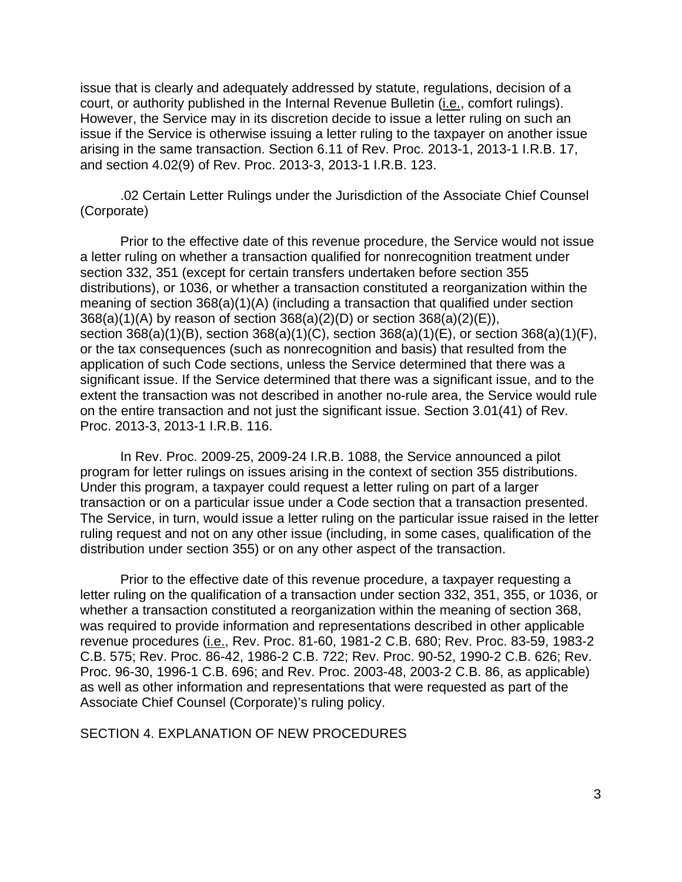issue that is clearly and adequately addressed by statute, regulations, decision of a court, or authority published in the Internal Revenue Bulletin (i.e., comfort rulings). However, the Service may in its discretion decide to issue a letter ruling on such an issue if the Service is otherwise issuing a letter ruling to the taxpayer on another issue arising in the same transaction. Section 6.11 of Rev. Proc. 2013-1, 2013-1 I.R.B. 17, and section 4.02(9) of Rev. Proc. 2013-3, 2013-1 I.R.B. 123.

.02 Certain Letter Rulings under the Jurisdiction of the Associate Chief Counsel (Corporate)

Prior to the effective date of this revenue procedure, the Service would not issue a letter ruling on whether a transaction qualified for nonrecognition treatment under section 332, 351 (except for certain transfers undertaken before section 355 distributions), or 1036, or whether a transaction constituted a reorganization within the meaning of section 368(a)(1)(A) (including a transaction that qualified under section 368(a)(1)(A) by reason of section 368(a)(2)(D) or section 368(a)(2)(E)), section 368(a)(1)(B), section 368(a)(1)(C), section 368(a)(1)(E), or section 368(a)(1)(F), or the tax consequences (such as nonrecognition and basis) that resulted from the application of such Code sections, unless the Service determined that there was a significant issue. If the Service determined that there was a significant issue, and to the extent the transaction was not described in another no-rule area, the Service would rule on the entire transaction and not just the significant issue. Section 3.01(41) of Rev. Proc. 2013-3, 2013-1 I.R.B. 116.

In Rev. Proc. 2009-25, 2009-24 I.R.B. 1088, the Service announced a pilot program for letter rulings on issues arising in the context of section 355 distributions. Under this program, a taxpayer could request a letter ruling on part of a larger transaction or on a particular issue under a Code section that a transaction presented. The Service, in turn, would issue a letter ruling on the particular issue raised in the letter ruling request and not on any other issue (including, in some cases, qualification of the distribution under section 355) or on any other aspect of the transaction.

Prior to the effective date of this revenue procedure, a taxpayer requesting a letter ruling on the qualification of a transaction under section 332, 351, 355, or 1036, or whether a transaction constituted a reorganization within the meaning of section 368, was required to provide information and representations described in other applicable revenue procedures (i.e., Rev. Proc. 81-60, 1981-2 C.B. 680; Rev. Proc. 83-59, 1983-2 C.B. 575; Rev. Proc. 86-42, 1986-2 C.B. 722; Rev. Proc. 90-52, 1990-2 C.B. 626; Rev. Proc. 96-30, 1996-1 C.B. 696; and Rev. Proc. 2003-48, 2003-2 C.B. 86, as applicable) as well as other information and representations that were requested as part of the Associate Chief Counsel (Corporate)'s ruling policy.

## SECTION 4. EXPLANATION OF NEW PROCEDURES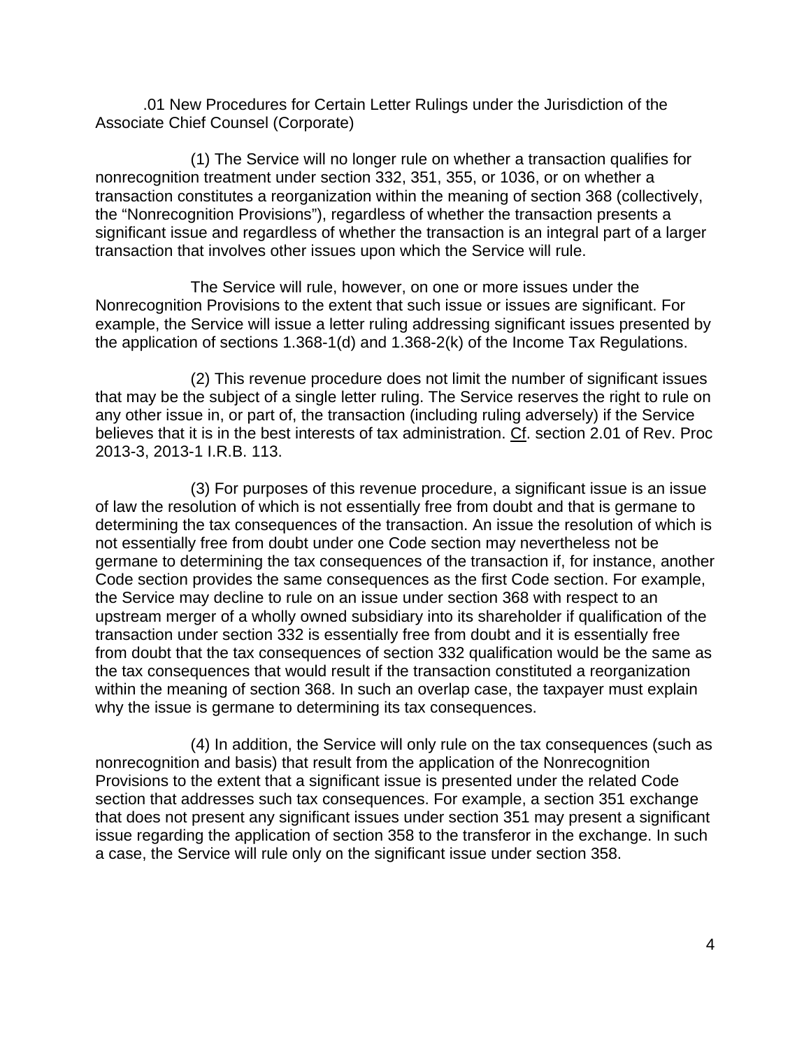.01 New Procedures for Certain Letter Rulings under the Jurisdiction of the Associate Chief Counsel (Corporate)

(1) The Service will no longer rule on whether a transaction qualifies for nonrecognition treatment under section 332, 351, 355, or 1036, or on whether a transaction constitutes a reorganization within the meaning of section 368 (collectively, the "Nonrecognition Provisions"), regardless of whether the transaction presents a significant issue and regardless of whether the transaction is an integral part of a larger transaction that involves other issues upon which the Service will rule.

The Service will rule, however, on one or more issues under the Nonrecognition Provisions to the extent that such issue or issues are significant. For example, the Service will issue a letter ruling addressing significant issues presented by the application of sections 1.368-1(d) and 1.368-2(k) of the Income Tax Regulations.

(2) This revenue procedure does not limit the number of significant issues that may be the subject of a single letter ruling. The Service reserves the right to rule on any other issue in, or part of, the transaction (including ruling adversely) if the Service believes that it is in the best interests of tax administration. Cf. section 2.01 of Rev. Proc 2013-3, 2013-1 I.R.B. 113.

(3) For purposes of this revenue procedure, a significant issue is an issue of law the resolution of which is not essentially free from doubt and that is germane to determining the tax consequences of the transaction. An issue the resolution of which is not essentially free from doubt under one Code section may nevertheless not be germane to determining the tax consequences of the transaction if, for instance, another Code section provides the same consequences as the first Code section. For example, the Service may decline to rule on an issue under section 368 with respect to an upstream merger of a wholly owned subsidiary into its shareholder if qualification of the transaction under section 332 is essentially free from doubt and it is essentially free from doubt that the tax consequences of section 332 qualification would be the same as the tax consequences that would result if the transaction constituted a reorganization within the meaning of section 368. In such an overlap case, the taxpayer must explain why the issue is germane to determining its tax consequences.

(4) In addition, the Service will only rule on the tax consequences (such as nonrecognition and basis) that result from the application of the Nonrecognition Provisions to the extent that a significant issue is presented under the related Code section that addresses such tax consequences. For example, a section 351 exchange that does not present any significant issues under section 351 may present a significant issue regarding the application of section 358 to the transferor in the exchange. In such a case, the Service will rule only on the significant issue under section 358.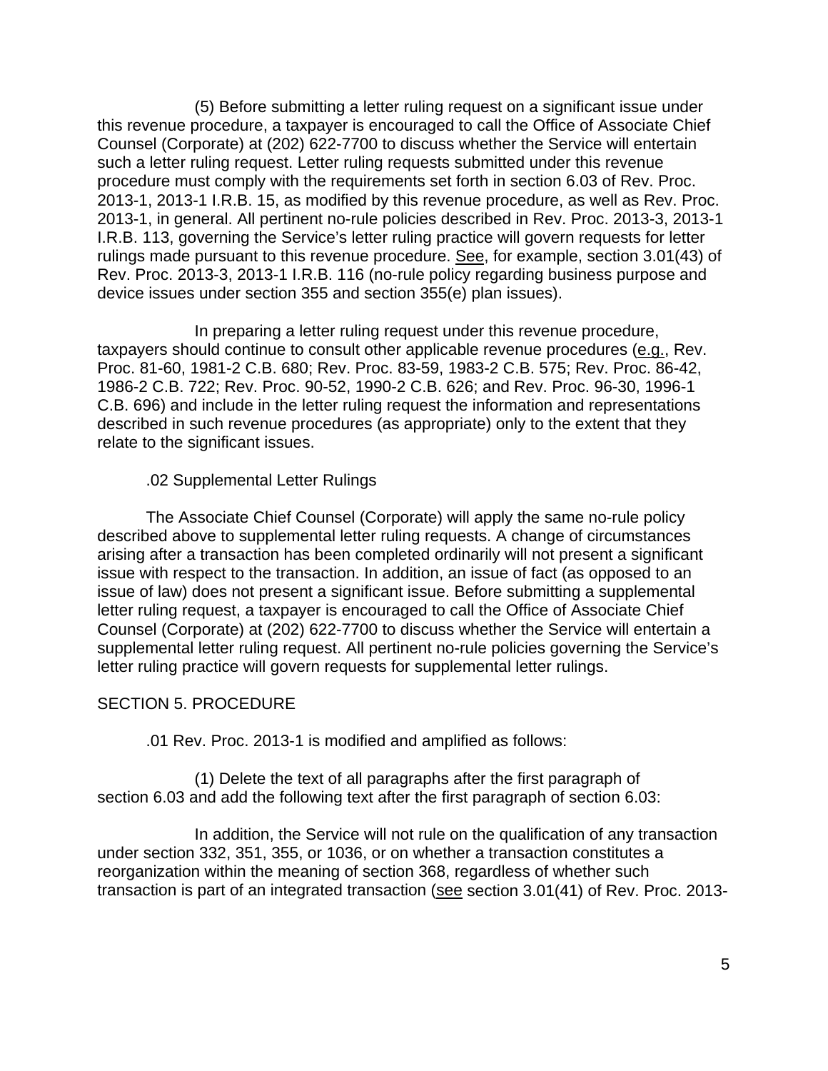(5) Before submitting a letter ruling request on a significant issue under this revenue procedure, a taxpayer is encouraged to call the Office of Associate Chief Counsel (Corporate) at (202) 622-7700 to discuss whether the Service will entertain such a letter ruling request. Letter ruling requests submitted under this revenue procedure must comply with the requirements set forth in section 6.03 of Rev. Proc. 2013-1, 2013-1 I.R.B. 15, as modified by this revenue procedure, as well as Rev. Proc. 2013-1, in general. All pertinent no-rule policies described in Rev. Proc. 2013-3, 2013-1 I.R.B. 113, governing the Service's letter ruling practice will govern requests for letter rulings made pursuant to this revenue procedure. See, for example, section 3.01(43) of Rev. Proc. 2013-3, 2013-1 I.R.B. 116 (no-rule policy regarding business purpose and device issues under section 355 and section 355(e) plan issues).

In preparing a letter ruling request under this revenue procedure, taxpayers should continue to consult other applicable revenue procedures (e.g., Rev. Proc. 81-60, 1981-2 C.B. 680; Rev. Proc. 83-59, 1983-2 C.B. 575; Rev. Proc. 86-42, 1986-2 C.B. 722; Rev. Proc. 90-52, 1990-2 C.B. 626; and Rev. Proc. 96-30, 1996-1 C.B. 696) and include in the letter ruling request the information and representations described in such revenue procedures (as appropriate) only to the extent that they relate to the significant issues.

.02 Supplemental Letter Rulings

The Associate Chief Counsel (Corporate) will apply the same no-rule policy described above to supplemental letter ruling requests. A change of circumstances arising after a transaction has been completed ordinarily will not present a significant issue with respect to the transaction. In addition, an issue of fact (as opposed to an issue of law) does not present a significant issue. Before submitting a supplemental letter ruling request, a taxpayer is encouraged to call the Office of Associate Chief Counsel (Corporate) at (202) 622-7700 to discuss whether the Service will entertain a supplemental letter ruling request. All pertinent no-rule policies governing the Service's letter ruling practice will govern requests for supplemental letter rulings.

SECTION 5. PROCEDURE

.01 Rev. Proc. 2013-1 is modified and amplified as follows:

(1) Delete the text of all paragraphs after the first paragraph of section 6.03 and add the following text after the first paragraph of section 6.03:

In addition, the Service will not rule on the qualification of any transaction under section 332, 351, 355, or 1036, or on whether a transaction constitutes a reorganization within the meaning of section 368, regardless of whether such transaction is part of an integrated transaction (see section 3.01(41) of Rev. Proc. 2013-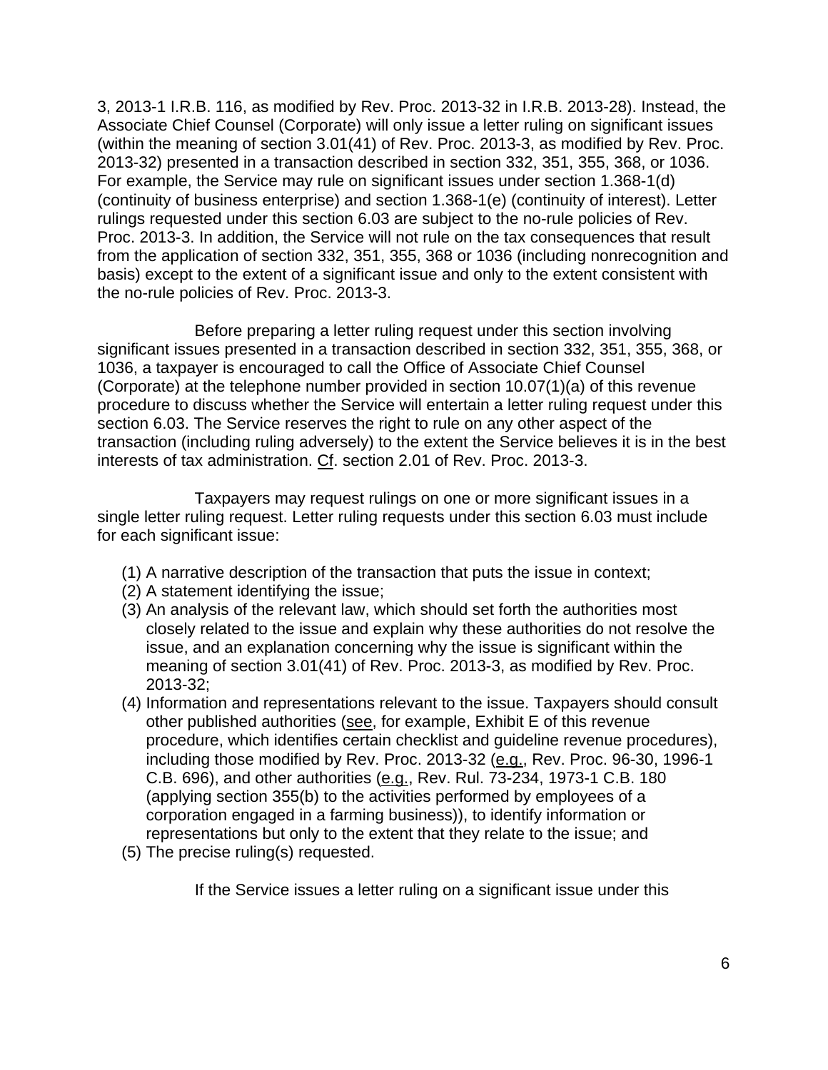3, 2013-1 I.R.B. 116, as modified by Rev. Proc. 2013-32 in I.R.B. 2013-28). Instead, the Associate Chief Counsel (Corporate) will only issue a letter ruling on significant issues (within the meaning of section 3.01(41) of Rev. Proc. 2013-3, as modified by Rev. Proc. 2013-32) presented in a transaction described in section 332, 351, 355, 368, or 1036. For example, the Service may rule on significant issues under section 1.368-1(d) (continuity of business enterprise) and section 1.368-1(e) (continuity of interest). Letter rulings requested under this section 6.03 are subject to the no-rule policies of Rev. Proc. 2013-3. In addition, the Service will not rule on the tax consequences that result from the application of section 332, 351, 355, 368 or 1036 (including nonrecognition and basis) except to the extent of a significant issue and only to the extent consistent with the no-rule policies of Rev. Proc. 2013-3.

Before preparing a letter ruling request under this section involving significant issues presented in a transaction described in section 332, 351, 355, 368, or 1036, a taxpayer is encouraged to call the Office of Associate Chief Counsel (Corporate) at the telephone number provided in section 10.07(1)(a) of this revenue procedure to discuss whether the Service will entertain a letter ruling request under this section 6.03. The Service reserves the right to rule on any other aspect of the transaction (including ruling adversely) to the extent the Service believes it is in the best interests of tax administration. Cf. section 2.01 of Rev. Proc. 2013-3.

Taxpayers may request rulings on one or more significant issues in a single letter ruling request. Letter ruling requests under this section 6.03 must include for each significant issue:

(1) A narrative description of the transaction that puts the issue in context;
(2) A statement identifying the issue;
(3) An analysis of the relevant law, which should set forth the authorities most closely related to the issue and explain why these authorities do not resolve the issue, and an explanation concerning why the issue is significant within the meaning of section 3.01(41) of Rev. Proc. 2013-3, as modified by Rev. Proc. 2013-32;
(4) Information and representations relevant to the issue. Taxpayers should consult other published authorities (see, for example, Exhibit E of this revenue procedure, which identifies certain checklist and guideline revenue procedures), including those modified by Rev. Proc. 2013-32 (e.g., Rev. Proc. 96-30, 1996-1 C.B. 696), and other authorities (e.g., Rev. Rul. 73-234, 1973-1 C.B. 180 (applying section 355(b) to the activities performed by employees of a corporation engaged in a farming business)), to identify information or representations but only to the extent that they relate to the issue; and
(5) The precise ruling(s) requested.

If the Service issues a letter ruling on a significant issue under this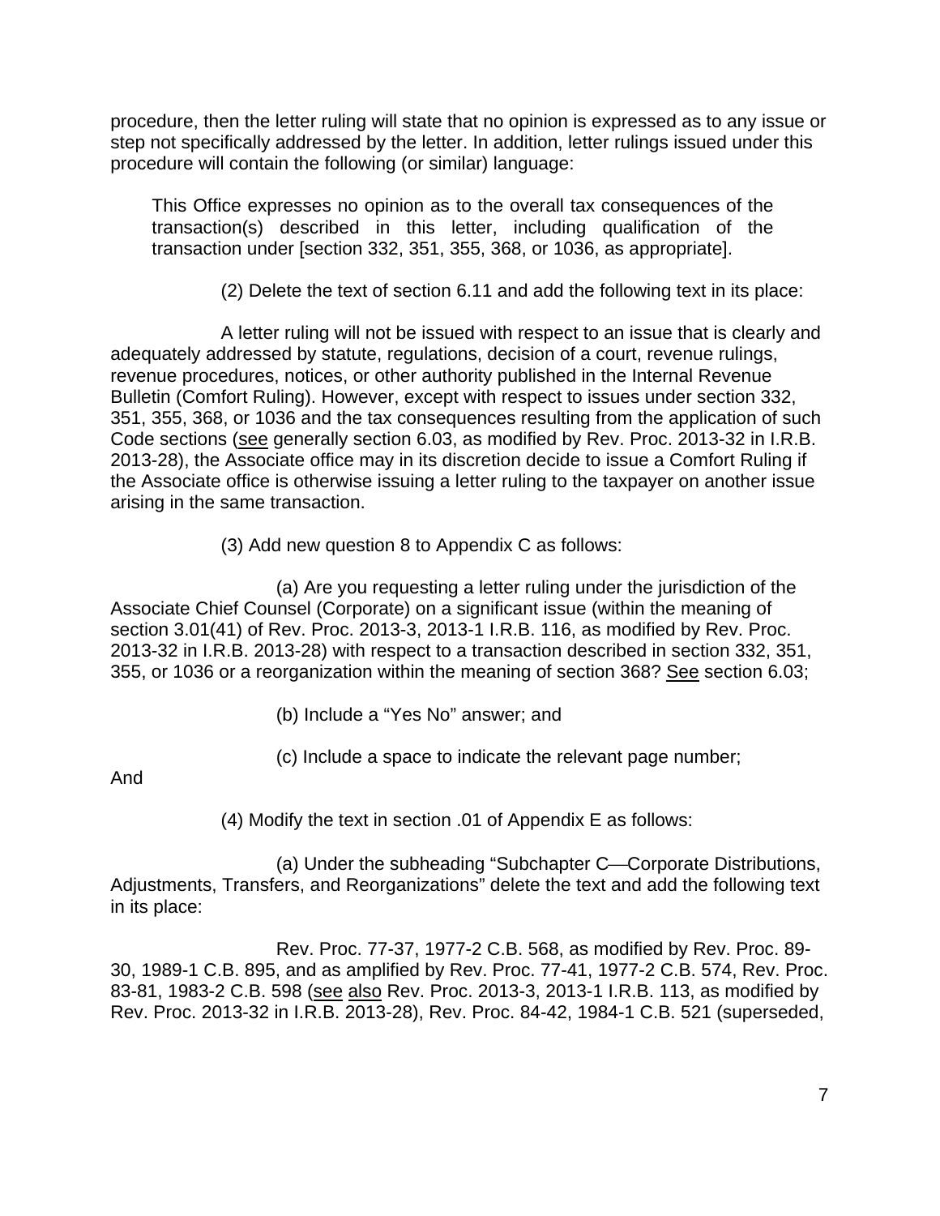procedure, then the letter ruling will state that no opinion is expressed as to any issue or step not specifically addressed by the letter. In addition, letter rulings issued under this procedure will contain the following (or similar) language:

> This Office expresses no opinion as to the overall tax consequences of the transaction(s) described in this letter, including qualification of the transaction under [section 332, 351, 355, 368, or 1036, as appropriate].

(2) Delete the text of section 6.11 and add the following text in its place:

A letter ruling will not be issued with respect to an issue that is clearly and adequately addressed by statute, regulations, decision of a court, revenue rulings, revenue procedures, notices, or other authority published in the Internal Revenue Bulletin (Comfort Ruling). However, except with respect to issues under section 332, 351, 355, 368, or 1036 and the tax consequences resulting from the application of such Code sections (see generally section 6.03, as modified by Rev. Proc. 2013-32 in I.R.B. 2013-28), the Associate office may in its discretion decide to issue a Comfort Ruling if the Associate office is otherwise issuing a letter ruling to the taxpayer on another issue arising in the same transaction.

(3) Add new question 8 to Appendix C as follows:

(a) Are you requesting a letter ruling under the jurisdiction of the Associate Chief Counsel (Corporate) on a significant issue (within the meaning of section 3.01(41) of Rev. Proc. 2013-3, 2013-1 I.R.B. 116, as modified by Rev. Proc. 2013-32 in I.R.B. 2013-28) with respect to a transaction described in section 332, 351, 355, or 1036 or a reorganization within the meaning of section 368? See section 6.03;

(b) Include a "Yes No" answer; and

(c) Include a space to indicate the relevant page number;

And

(4) Modify the text in section .01 of Appendix E as follows:

(a) Under the subheading "Subchapter C—Corporate Distributions, Adjustments, Transfers, and Reorganizations" delete the text and add the following text in its place:

Rev. Proc. 77-37, 1977-2 C.B. 568, as modified by Rev. Proc. 89-30, 1989-1 C.B. 895, and as amplified by Rev. Proc. 77-41, 1977-2 C.B. 574, Rev. Proc. 83-81, 1983-2 C.B. 598 (see also Rev. Proc. 2013-3, 2013-1 I.R.B. 113, as modified by Rev. Proc. 2013-32 in I.R.B. 2013-28), Rev. Proc. 84-42, 1984-1 C.B. 521 (superseded,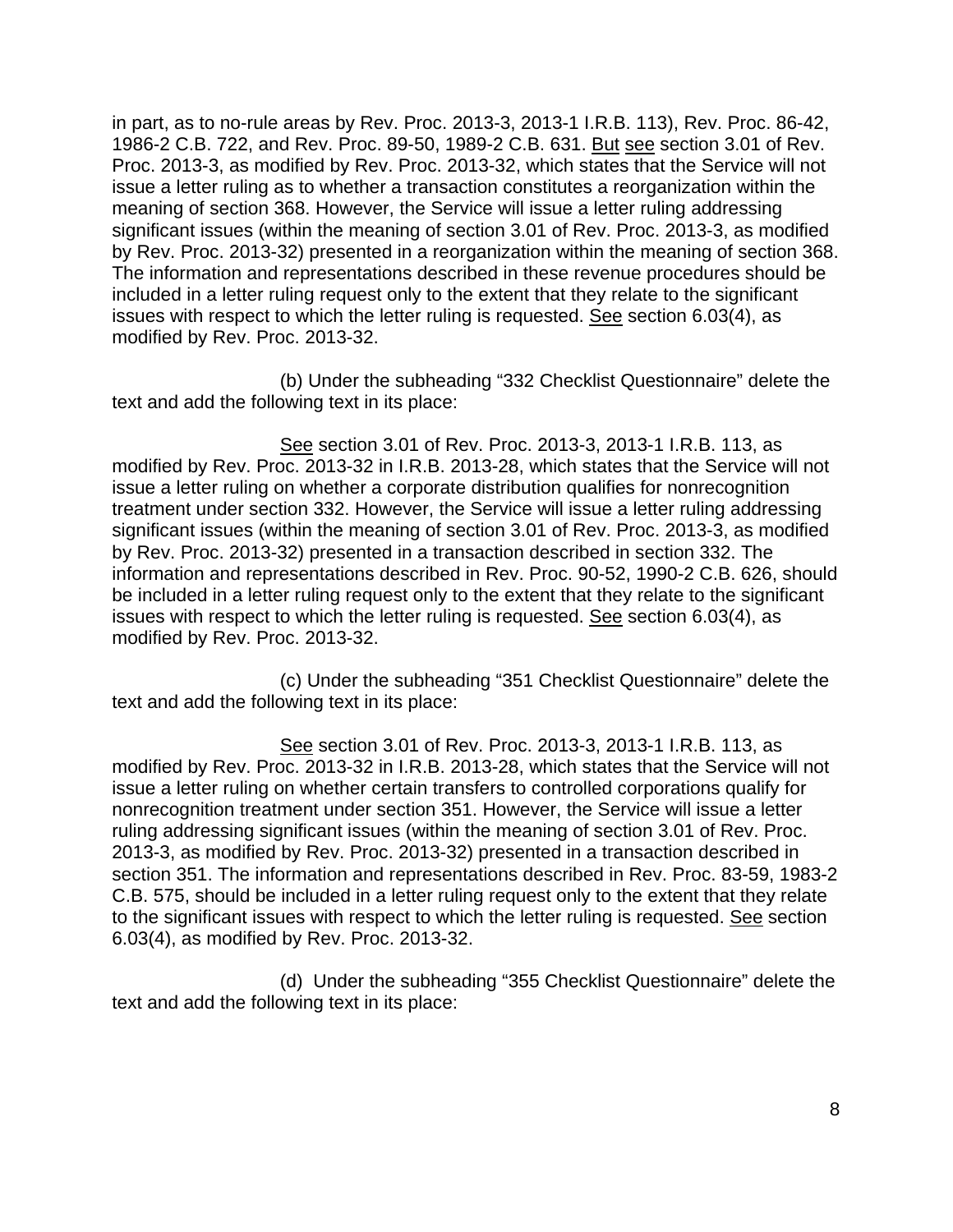in part, as to no-rule areas by Rev. Proc. 2013-3, 2013-1 I.R.B. 113), Rev. Proc. 86-42, 1986-2 C.B. 722, and Rev. Proc. 89-50, 1989-2 C.B. 631. But see section 3.01 of Rev. Proc. 2013-3, as modified by Rev. Proc. 2013-32, which states that the Service will not issue a letter ruling as to whether a transaction constitutes a reorganization within the meaning of section 368. However, the Service will issue a letter ruling addressing significant issues (within the meaning of section 3.01 of Rev. Proc. 2013-3, as modified by Rev. Proc. 2013-32) presented in a reorganization within the meaning of section 368. The information and representations described in these revenue procedures should be included in a letter ruling request only to the extent that they relate to the significant issues with respect to which the letter ruling is requested. See section 6.03(4), as modified by Rev. Proc. 2013-32.

(b) Under the subheading "332 Checklist Questionnaire" delete the text and add the following text in its place:

See section 3.01 of Rev. Proc. 2013-3, 2013-1 I.R.B. 113, as modified by Rev. Proc. 2013-32 in I.R.B. 2013-28, which states that the Service will not issue a letter ruling on whether a corporate distribution qualifies for nonrecognition treatment under section 332. However, the Service will issue a letter ruling addressing significant issues (within the meaning of section 3.01 of Rev. Proc. 2013-3, as modified by Rev. Proc. 2013-32) presented in a transaction described in section 332. The information and representations described in Rev. Proc. 90-52, 1990-2 C.B. 626, should be included in a letter ruling request only to the extent that they relate to the significant issues with respect to which the letter ruling is requested. See section 6.03(4), as modified by Rev. Proc. 2013-32.

(c) Under the subheading "351 Checklist Questionnaire" delete the text and add the following text in its place:

See section 3.01 of Rev. Proc. 2013-3, 2013-1 I.R.B. 113, as modified by Rev. Proc. 2013-32 in I.R.B. 2013-28, which states that the Service will not issue a letter ruling on whether certain transfers to controlled corporations qualify for nonrecognition treatment under section 351. However, the Service will issue a letter ruling addressing significant issues (within the meaning of section 3.01 of Rev. Proc. 2013-3, as modified by Rev. Proc. 2013-32) presented in a transaction described in section 351. The information and representations described in Rev. Proc. 83-59, 1983-2 C.B. 575, should be included in a letter ruling request only to the extent that they relate to the significant issues with respect to which the letter ruling is requested. See section 6.03(4), as modified by Rev. Proc. 2013-32.

(d) Under the subheading "355 Checklist Questionnaire" delete the text and add the following text in its place: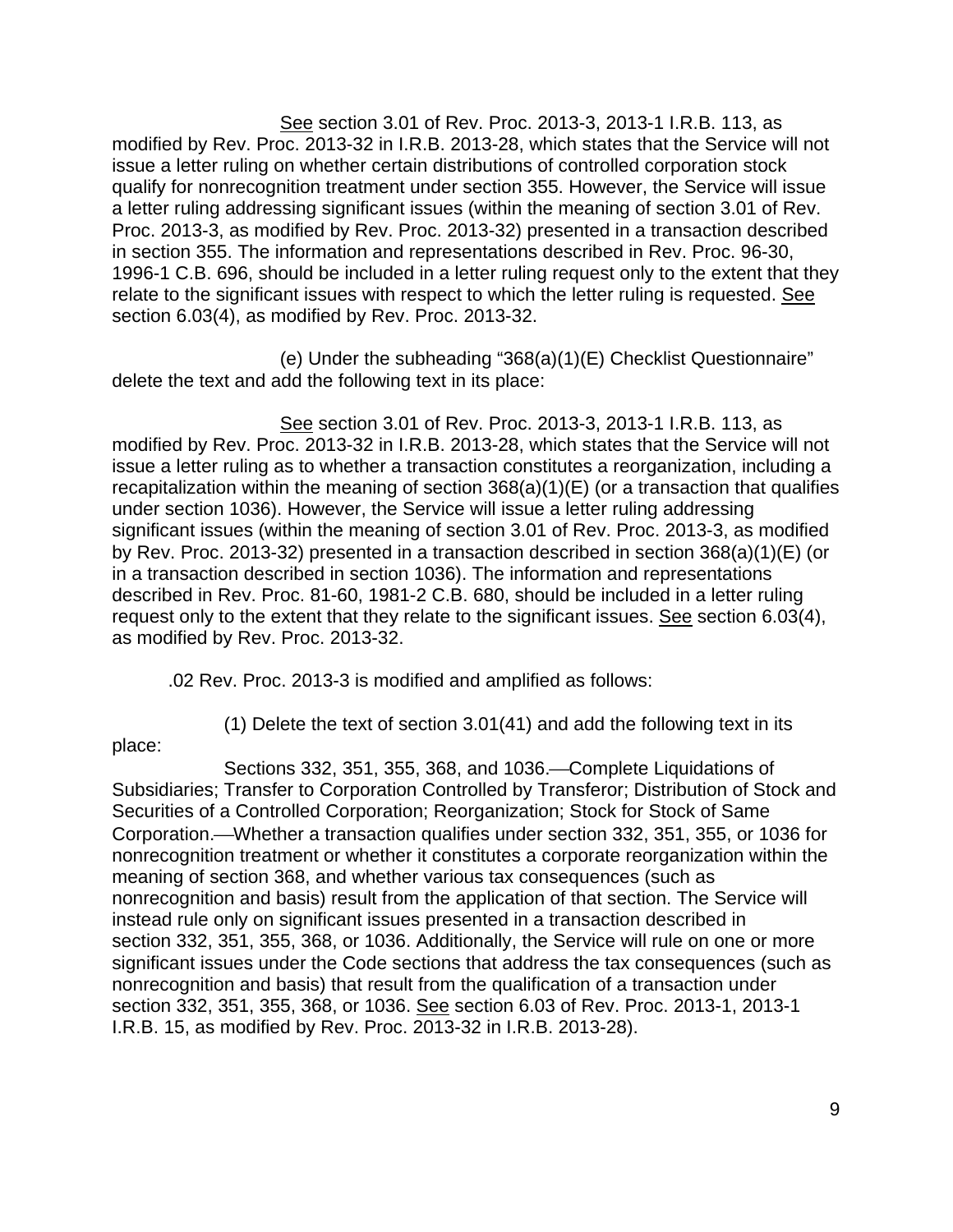See section 3.01 of Rev. Proc. 2013-3, 2013-1 I.R.B. 113, as modified by Rev. Proc. 2013-32 in I.R.B. 2013-28, which states that the Service will not issue a letter ruling on whether certain distributions of controlled corporation stock qualify for nonrecognition treatment under section 355. However, the Service will issue a letter ruling addressing significant issues (within the meaning of section 3.01 of Rev. Proc. 2013-3, as modified by Rev. Proc. 2013-32) presented in a transaction described in section 355. The information and representations described in Rev. Proc. 96-30, 1996-1 C.B. 696, should be included in a letter ruling request only to the extent that they relate to the significant issues with respect to which the letter ruling is requested. See section 6.03(4), as modified by Rev. Proc. 2013-32.

(e) Under the subheading "368(a)(1)(E) Checklist Questionnaire" delete the text and add the following text in its place:

See section 3.01 of Rev. Proc. 2013-3, 2013-1 I.R.B. 113, as modified by Rev. Proc. 2013-32 in I.R.B. 2013-28, which states that the Service will not issue a letter ruling as to whether a transaction constitutes a reorganization, including a recapitalization within the meaning of section 368(a)(1)(E) (or a transaction that qualifies under section 1036). However, the Service will issue a letter ruling addressing significant issues (within the meaning of section 3.01 of Rev. Proc. 2013-3, as modified by Rev. Proc. 2013-32) presented in a transaction described in section 368(a)(1)(E) (or in a transaction described in section 1036). The information and representations described in Rev. Proc. 81-60, 1981-2 C.B. 680, should be included in a letter ruling request only to the extent that they relate to the significant issues. See section 6.03(4), as modified by Rev. Proc. 2013-32.

.02 Rev. Proc. 2013-3 is modified and amplified as follows:

(1) Delete the text of section 3.01(41) and add the following text in its place:

Sections 332, 351, 355, 368, and 1036.—Complete Liquidations of Subsidiaries; Transfer to Corporation Controlled by Transferor; Distribution of Stock and Securities of a Controlled Corporation; Reorganization; Stock for Stock of Same Corporation.—Whether a transaction qualifies under section 332, 351, 355, or 1036 for nonrecognition treatment or whether it constitutes a corporate reorganization within the meaning of section 368, and whether various tax consequences (such as nonrecognition and basis) result from the application of that section. The Service will instead rule only on significant issues presented in a transaction described in section 332, 351, 355, 368, or 1036. Additionally, the Service will rule on one or more significant issues under the Code sections that address the tax consequences (such as nonrecognition and basis) that result from the qualification of a transaction under section 332, 351, 355, 368, or 1036. See section 6.03 of Rev. Proc. 2013-1, 2013-1 I.R.B. 15, as modified by Rev. Proc. 2013-32 in I.R.B. 2013-28).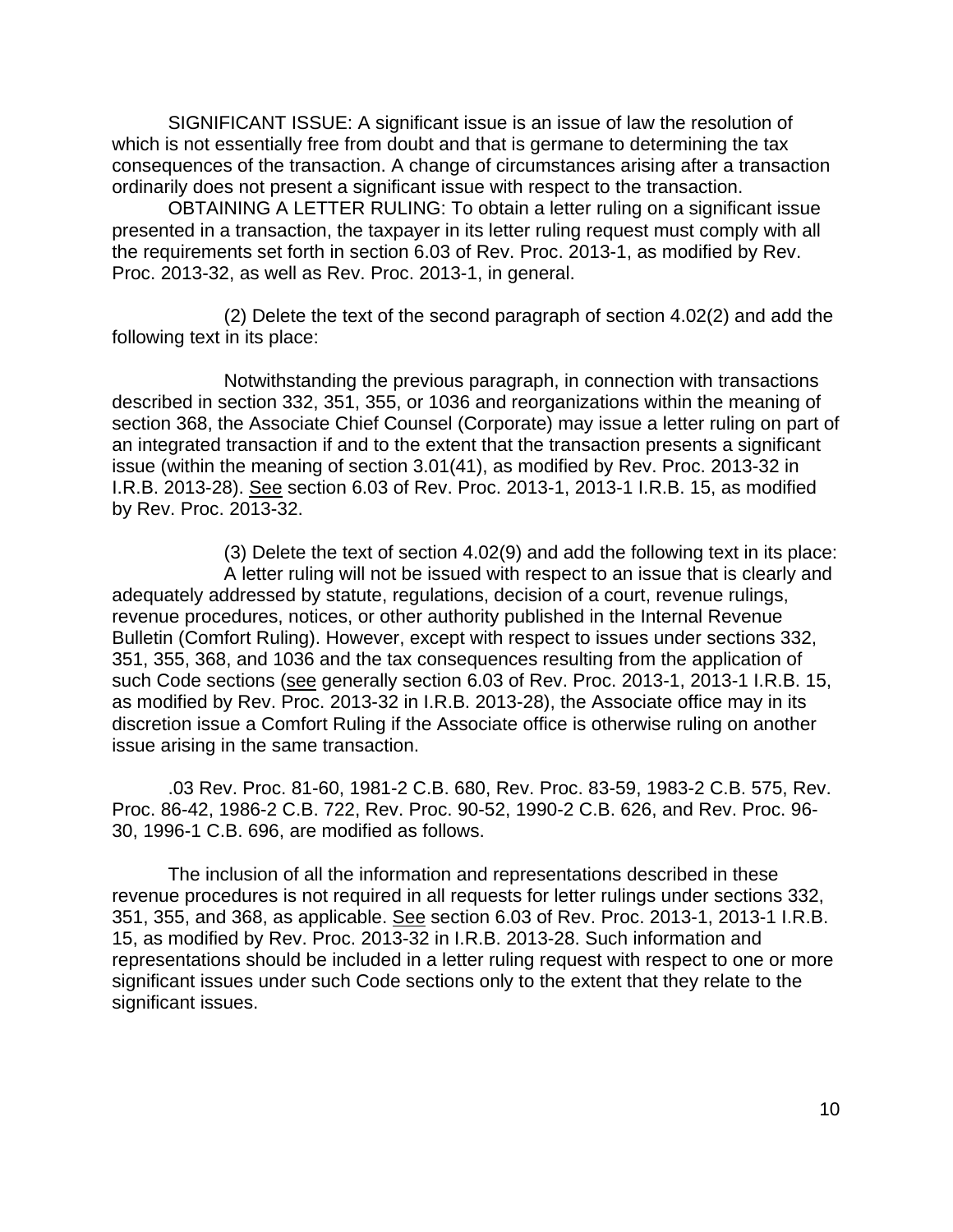SIGNIFICANT ISSUE: A significant issue is an issue of law the resolution of which is not essentially free from doubt and that is germane to determining the tax consequences of the transaction. A change of circumstances arising after a transaction ordinarily does not present a significant issue with respect to the transaction.

OBTAINING A LETTER RULING: To obtain a letter ruling on a significant issue presented in a transaction, the taxpayer in its letter ruling request must comply with all the requirements set forth in section 6.03 of Rev. Proc. 2013-1, as modified by Rev. Proc. 2013-32, as well as Rev. Proc. 2013-1, in general.

(2) Delete the text of the second paragraph of section 4.02(2) and add the following text in its place:

Notwithstanding the previous paragraph, in connection with transactions described in section 332, 351, 355, or 1036 and reorganizations within the meaning of section 368, the Associate Chief Counsel (Corporate) may issue a letter ruling on part of an integrated transaction if and to the extent that the transaction presents a significant issue (within the meaning of section 3.01(41), as modified by Rev. Proc. 2013-32 in I.R.B. 2013-28). See section 6.03 of Rev. Proc. 2013-1, 2013-1 I.R.B. 15, as modified by Rev. Proc. 2013-32.

(3) Delete the text of section 4.02(9) and add the following text in its place:

A letter ruling will not be issued with respect to an issue that is clearly and adequately addressed by statute, regulations, decision of a court, revenue rulings, revenue procedures, notices, or other authority published in the Internal Revenue Bulletin (Comfort Ruling). However, except with respect to issues under sections 332, 351, 355, 368, and 1036 and the tax consequences resulting from the application of such Code sections (see generally section 6.03 of Rev. Proc. 2013-1, 2013-1 I.R.B. 15, as modified by Rev. Proc. 2013-32 in I.R.B. 2013-28), the Associate office may in its discretion issue a Comfort Ruling if the Associate office is otherwise ruling on another issue arising in the same transaction.

.03 Rev. Proc. 81-60, 1981-2 C.B. 680, Rev. Proc. 83-59, 1983-2 C.B. 575, Rev. Proc. 86-42, 1986-2 C.B. 722, Rev. Proc. 90-52, 1990-2 C.B. 626, and Rev. Proc. 96-30, 1996-1 C.B. 696, are modified as follows.

The inclusion of all the information and representations described in these revenue procedures is not required in all requests for letter rulings under sections 332, 351, 355, and 368, as applicable. See section 6.03 of Rev. Proc. 2013-1, 2013-1 I.R.B. 15, as modified by Rev. Proc. 2013-32 in I.R.B. 2013-28. Such information and representations should be included in a letter ruling request with respect to one or more significant issues under such Code sections only to the extent that they relate to the significant issues.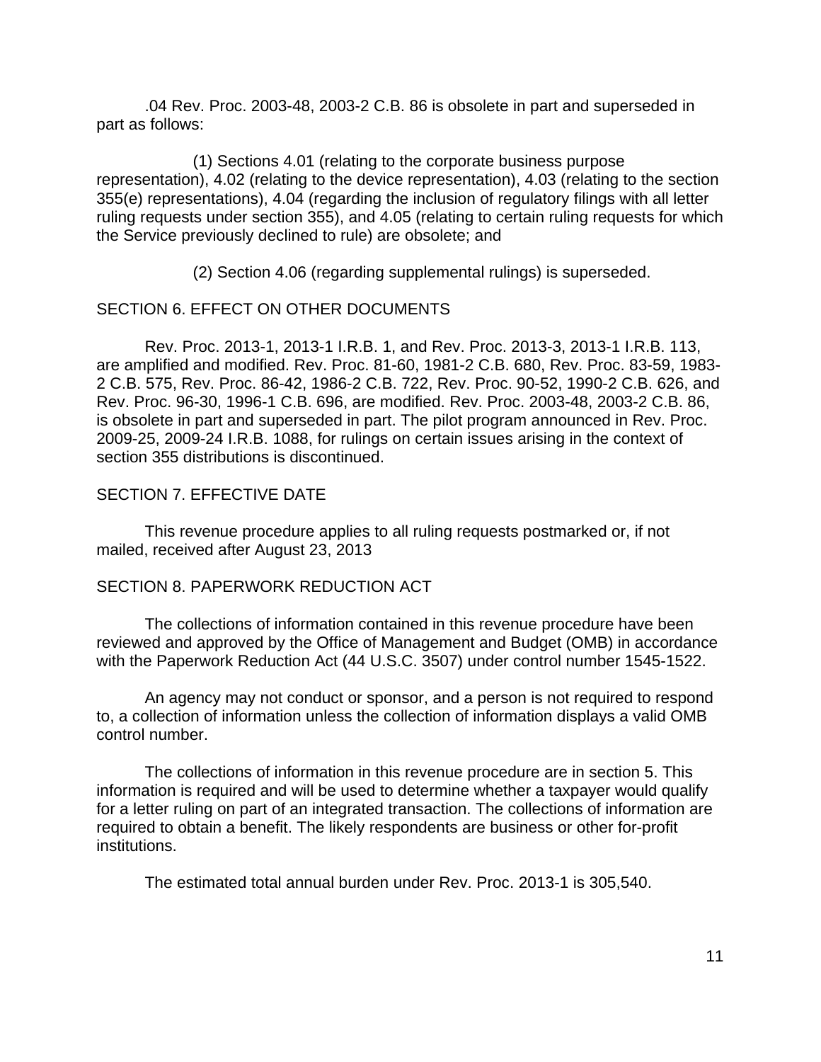.04 Rev. Proc. 2003-48, 2003-2 C.B. 86 is obsolete in part and superseded in part as follows:

(1) Sections 4.01 (relating to the corporate business purpose representation), 4.02 (relating to the device representation), 4.03 (relating to the section 355(e) representations), 4.04 (regarding the inclusion of regulatory filings with all letter ruling requests under section 355), and 4.05 (relating to certain ruling requests for which the Service previously declined to rule) are obsolete; and

(2) Section 4.06 (regarding supplemental rulings) is superseded.

SECTION 6. EFFECT ON OTHER DOCUMENTS

Rev. Proc. 2013-1, 2013-1 I.R.B. 1, and Rev. Proc. 2013-3, 2013-1 I.R.B. 113, are amplified and modified. Rev. Proc. 81-60, 1981-2 C.B. 680, Rev. Proc. 83-59, 1983-2 C.B. 575, Rev. Proc. 86-42, 1986-2 C.B. 722, Rev. Proc. 90-52, 1990-2 C.B. 626, and Rev. Proc. 96-30, 1996-1 C.B. 696, are modified. Rev. Proc. 2003-48, 2003-2 C.B. 86, is obsolete in part and superseded in part. The pilot program announced in Rev. Proc. 2009-25, 2009-24 I.R.B. 1088, for rulings on certain issues arising in the context of section 355 distributions is discontinued.

SECTION 7. EFFECTIVE DATE

This revenue procedure applies to all ruling requests postmarked or, if not mailed, received after August 23, 2013

SECTION 8. PAPERWORK REDUCTION ACT

The collections of information contained in this revenue procedure have been reviewed and approved by the Office of Management and Budget (OMB) in accordance with the Paperwork Reduction Act (44 U.S.C. 3507) under control number 1545-1522.

An agency may not conduct or sponsor, and a person is not required to respond to, a collection of information unless the collection of information displays a valid OMB control number.

The collections of information in this revenue procedure are in section 5. This information is required and will be used to determine whether a taxpayer would qualify for a letter ruling on part of an integrated transaction. The collections of information are required to obtain a benefit. The likely respondents are business or other for-profit institutions.

The estimated total annual burden under Rev. Proc. 2013-1 is 305,540.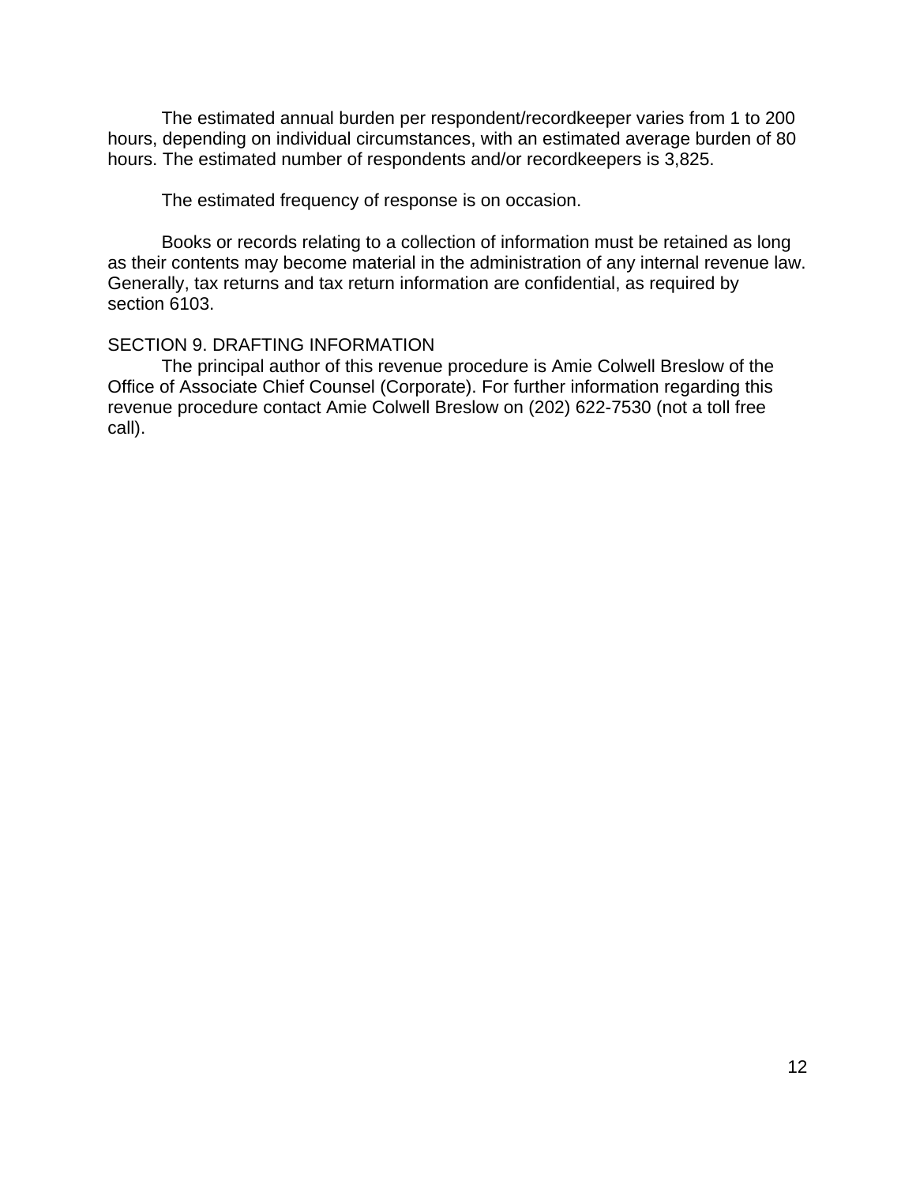The estimated annual burden per respondent/recordkeeper varies from 1 to 200 hours, depending on individual circumstances, with an estimated average burden of 80 hours. The estimated number of respondents and/or recordkeepers is 3,825.

The estimated frequency of response is on occasion.

Books or records relating to a collection of information must be retained as long as their contents may become material in the administration of any internal revenue law. Generally, tax returns and tax return information are confidential, as required by section 6103.

## SECTION 9. DRAFTING INFORMATION

The principal author of this revenue procedure is Amie Colwell Breslow of the Office of Associate Chief Counsel (Corporate). For further information regarding this revenue procedure contact Amie Colwell Breslow on (202) 622-7530 (not a toll free call).